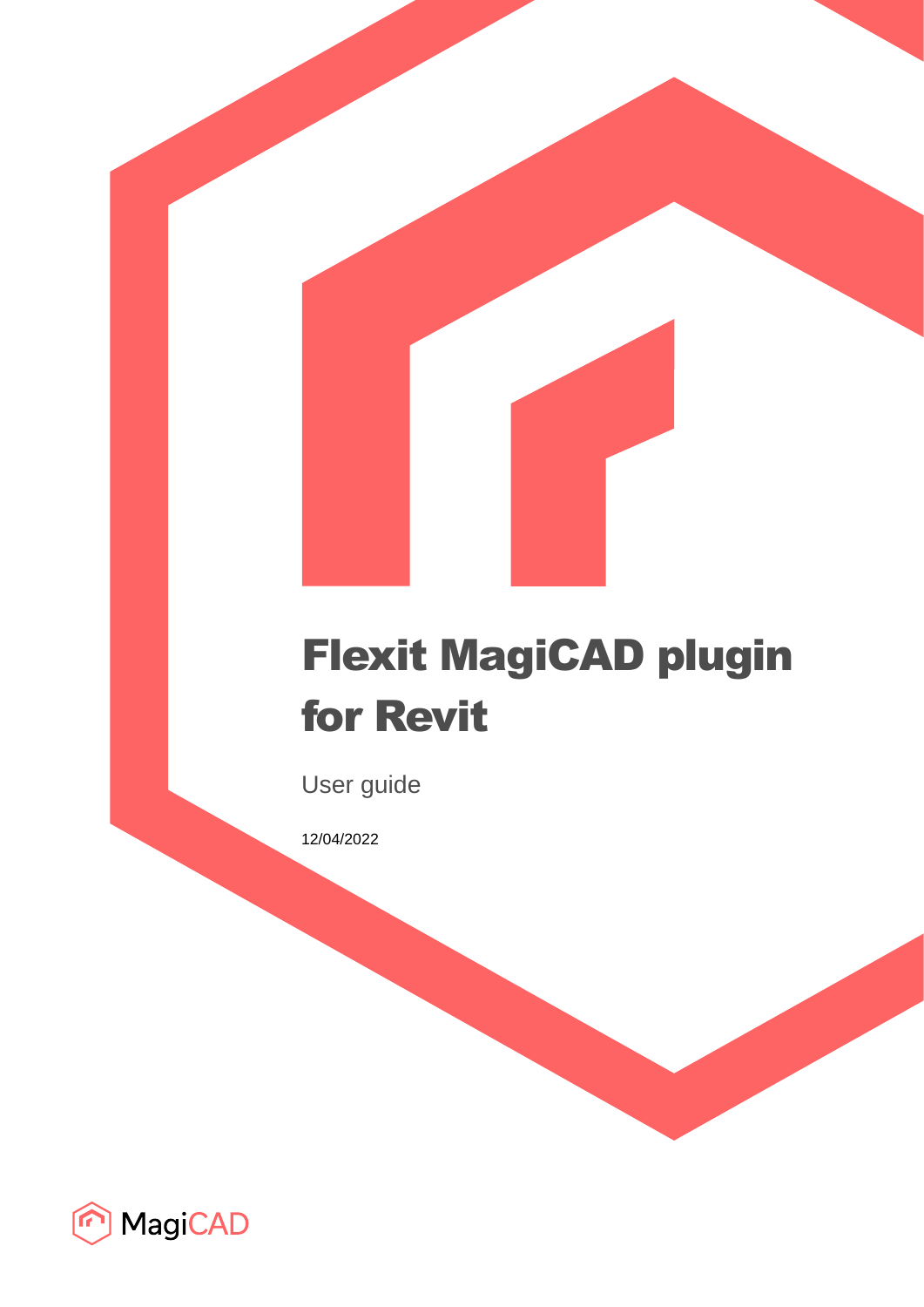# Flexit MagiCAD plugin for Revit

User guide

12/04/2022

MagiCAD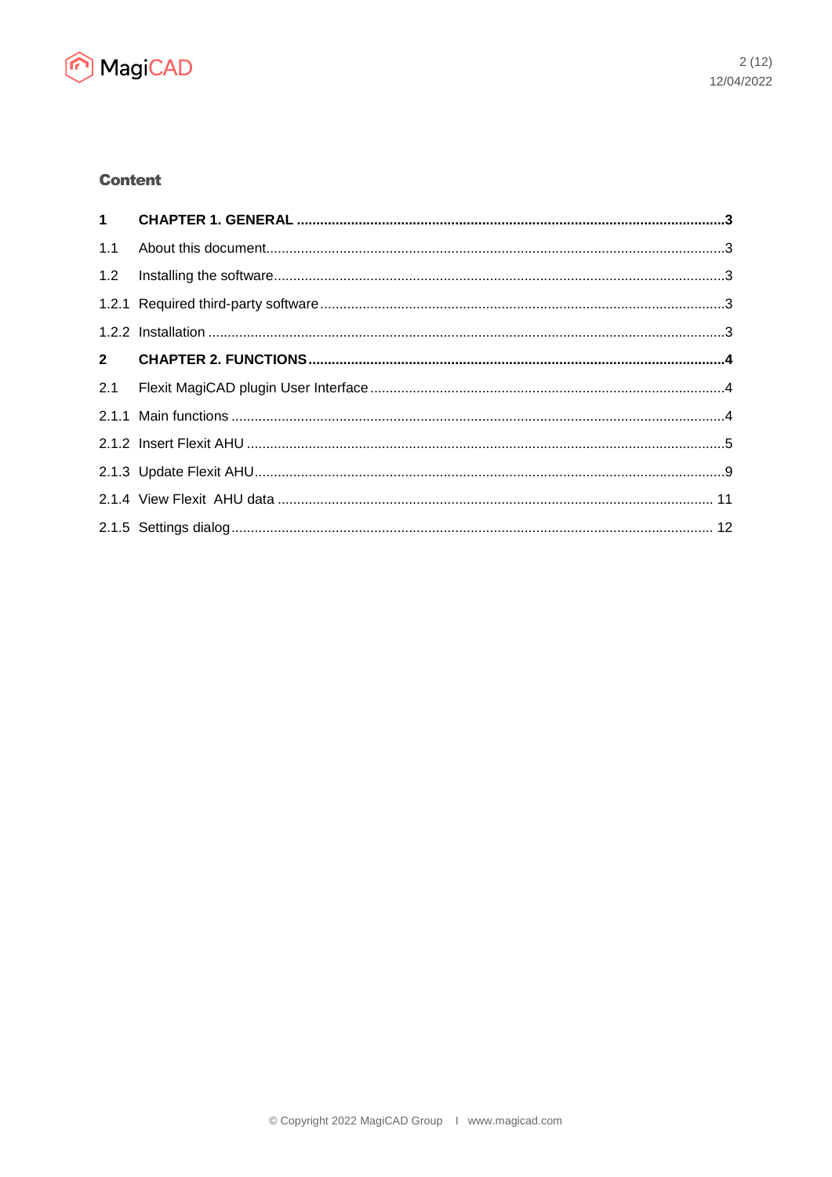## Content

| | | |
|---|---|---|
| **1** | **CHAPTER 1. GENERAL** | **3** |
| 1.1 | About this document | 3 |
| 1.2 | Installing the software | 3 |
| 1.2.1 | Required third-party software | 3 |
| 1.2.2 | Installation | 3 |
| **2** | **CHAPTER 2. FUNCTIONS** | **4** |
| 2.1 | Flexit MagiCAD plugin User Interface | 4 |
| 2.1.1 | Main functions | 4 |
| 2.1.2 | Insert Flexit AHU | 5 |
| 2.1.3 | Update Flexit AHU | 9 |
| 2.1.4 | View Flexit AHU data | 11 |
| 2.1.5 | Settings dialog | 12 |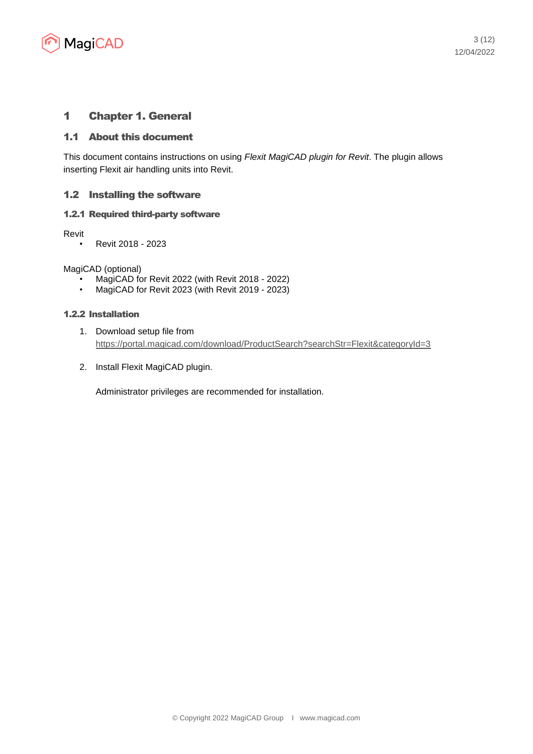# 1 Chapter 1. General

## 1.1 About this document

This document contains instructions on using *Flexit MagiCAD plugin for Revit*. The plugin allows inserting Flexit air handling units into Revit.

## 1.2 Installing the software

### 1.2.1 Required third-party software

Revit

- Revit 2018 - 2023

MagiCAD (optional)

- MagiCAD for Revit 2022 (with Revit 2018 - 2022)
- MagiCAD for Revit 2023 (with Revit 2019 - 2023)

### 1.2.2 Installation

1. Download setup file from https://portal.magicad.com/download/ProductSearch?searchStr=Flexit&categoryId=3

2. Install Flexit MagiCAD plugin.

   Administrator privileges are recommended for installation.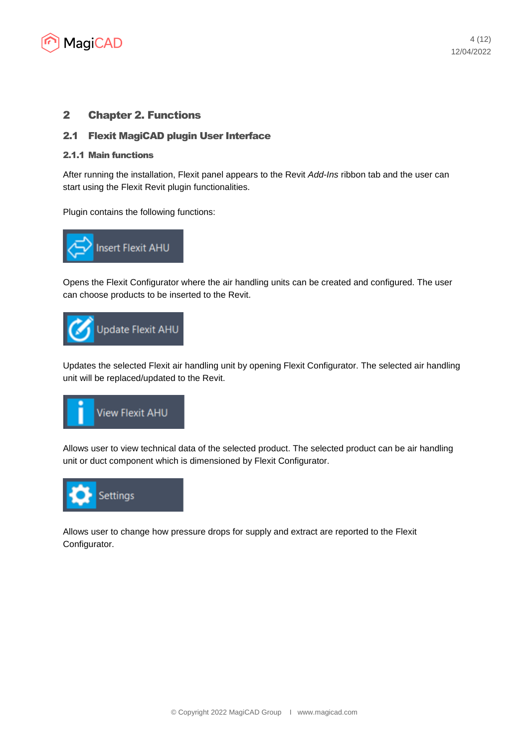# 2 Chapter 2. Functions

## 2.1 Flexit MagiCAD plugin User Interface

### 2.1.1 Main functions

After running the installation, Flexit panel appears to the Revit *Add-Ins* ribbon tab and the user can start using the Flexit Revit plugin functionalities.

Plugin contains the following functions:

Insert Flexit AHU

Opens the Flexit Configurator where the air handling units can be created and configured. The user can choose products to be inserted to the Revit.

Update Flexit AHU

Updates the selected Flexit air handling unit by opening Flexit Configurator. The selected air handling unit will be replaced/updated to the Revit.

View Flexit AHU

Allows user to view technical data of the selected product. The selected product can be air handling unit or duct component which is dimensioned by Flexit Configurator.

Settings

Allows user to change how pressure drops for supply and extract are reported to the Flexit Configurator.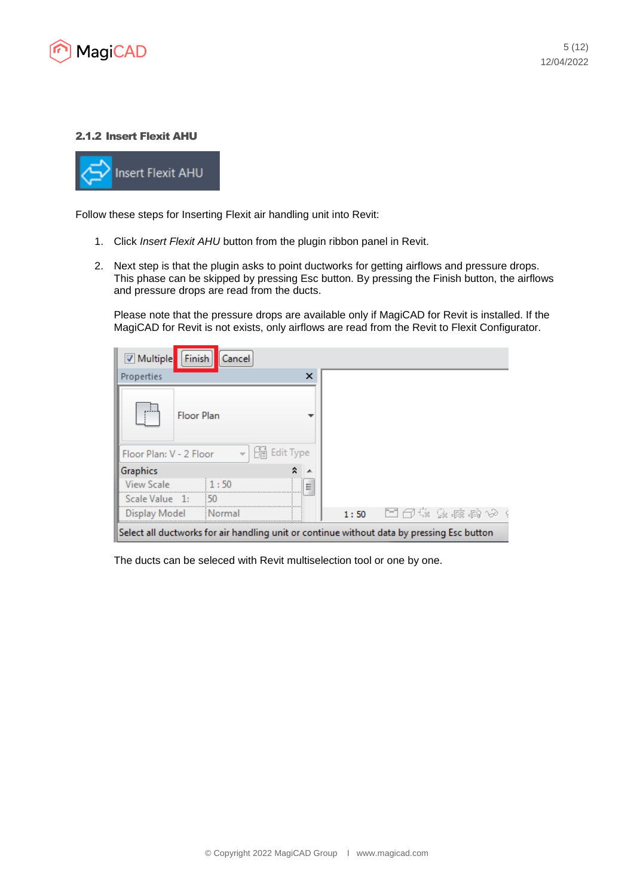### 2.1.2 Insert Flexit AHU

Follow these steps for Inserting Flexit air handling unit into Revit:

1. Click *Insert Flexit AHU* button from the plugin ribbon panel in Revit.

2. Next step is that the plugin asks to point ductworks for getting airflows and pressure drops. This phase can be skipped by pressing Esc button. By pressing the Finish button, the airflows and pressure drops are read from the ducts.

   Please note that the pressure drops are available only if MagiCAD for Revit is installed. If the MagiCAD for Revit is not exists, only airflows are read from the Revit to Flexit Configurator.

   The ducts can be seleced with Revit multiselection tool or one by one.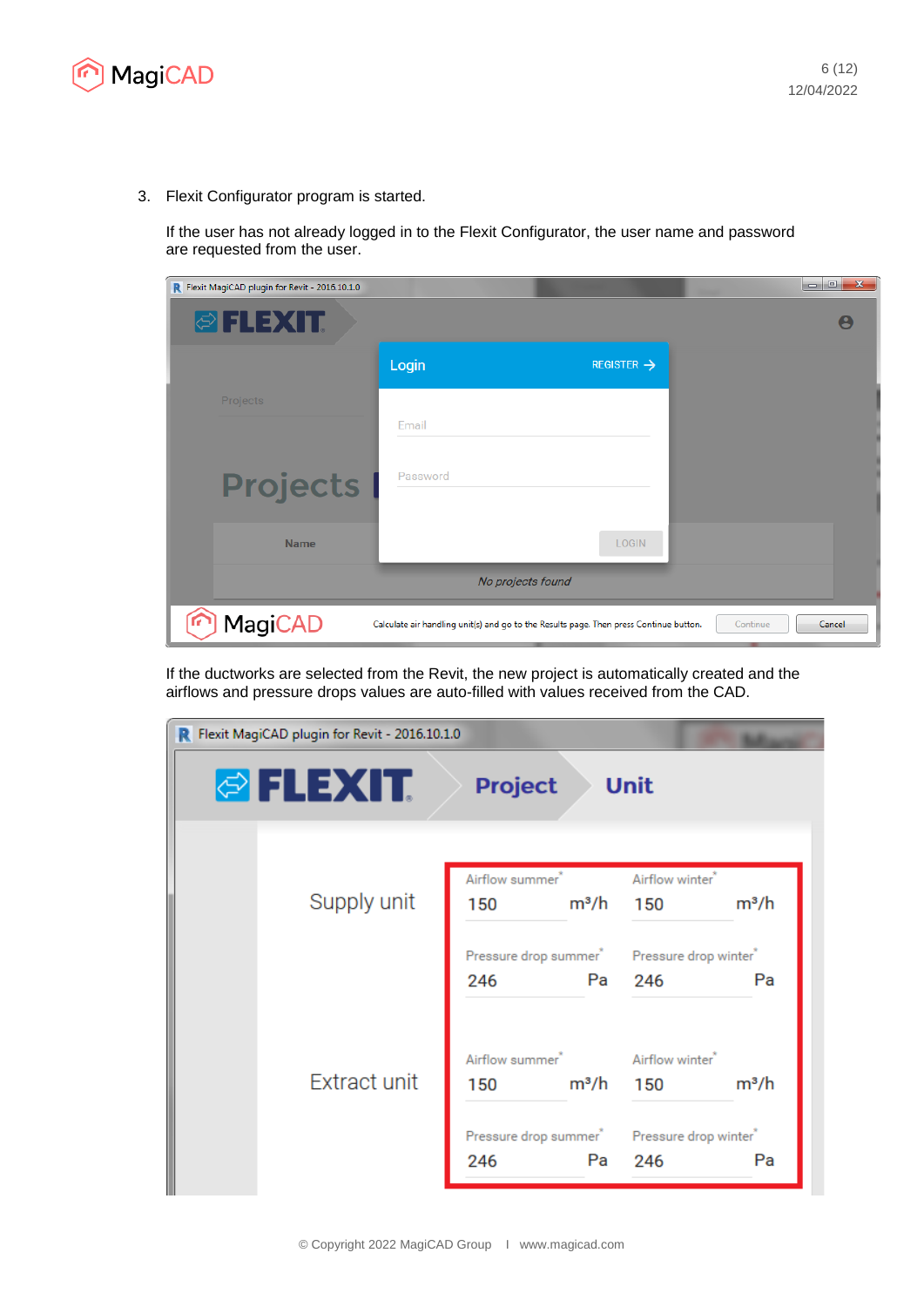3. Flexit Configurator program is started.

   If the user has not already logged in to the Flexit Configurator, the user name and password are requested from the user.

   If the ductworks are selected from the Revit, the new project is automatically created and the airflows and pressure drops values are auto-filled with values received from the CAD.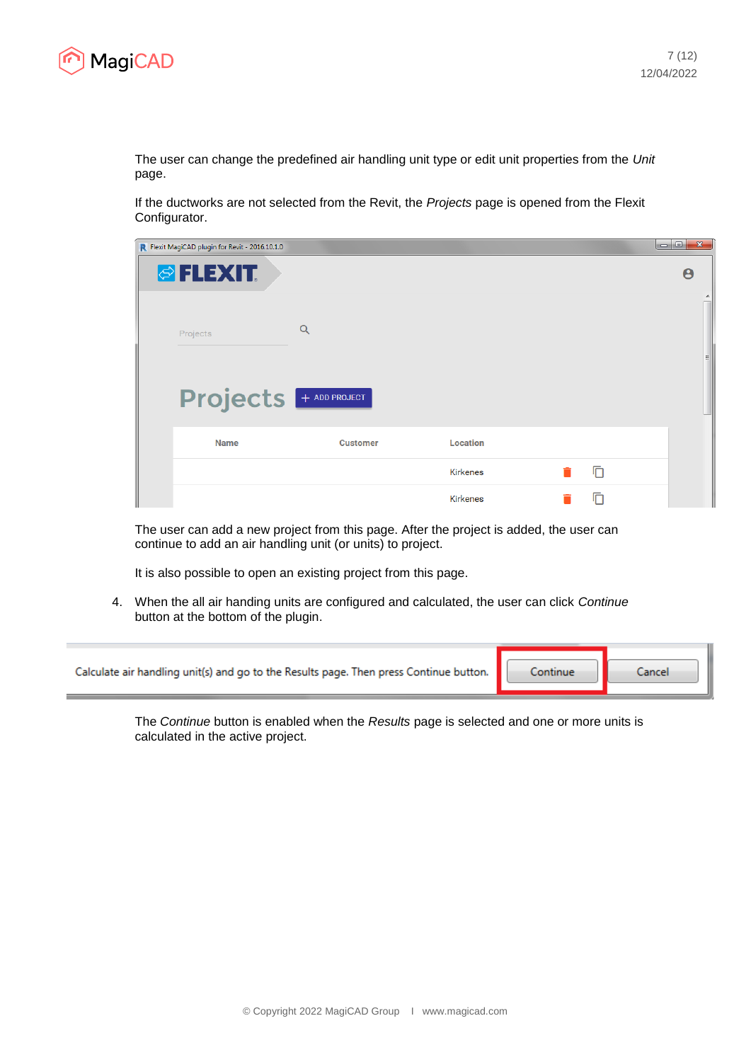The user can change the predefined air handling unit type or edit unit properties from the *Unit* page.

If the ductworks are not selected from the Revit, the *Projects* page is opened from the Flexit Configurator.

The user can add a new project from this page. After the project is added, the user can continue to add an air handling unit (or units) to project.

It is also possible to open an existing project from this page.

4. When the all air handing units are configured and calculated, the user can click *Continue* button at the bottom of the plugin.

The *Continue* button is enabled when the *Results* page is selected and one or more units is calculated in the active project.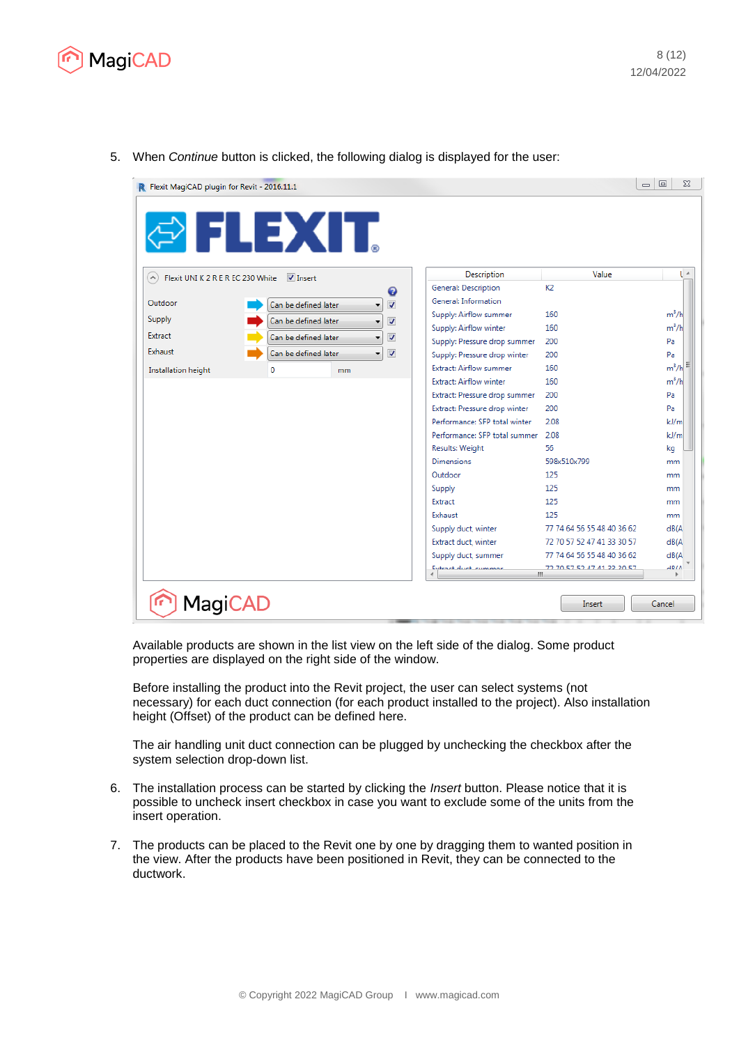5. When *Continue* button is clicked, the following dialog is displayed for the user:

Available products are shown in the list view on the left side of the dialog. Some product properties are displayed on the right side of the window.

Before installing the product into the Revit project, the user can select systems (not necessary) for each duct connection (for each product installed to the project). Also installation height (Offset) of the product can be defined here.

The air handling unit duct connection can be plugged by unchecking the checkbox after the system selection drop-down list.

6. The installation process can be started by clicking the *Insert* button. Please notice that it is possible to uncheck insert checkbox in case you want to exclude some of the units from the insert operation.

7. The products can be placed to the Revit one by one by dragging them to wanted position in the view. After the products have been positioned in Revit, they can be connected to the ductwork.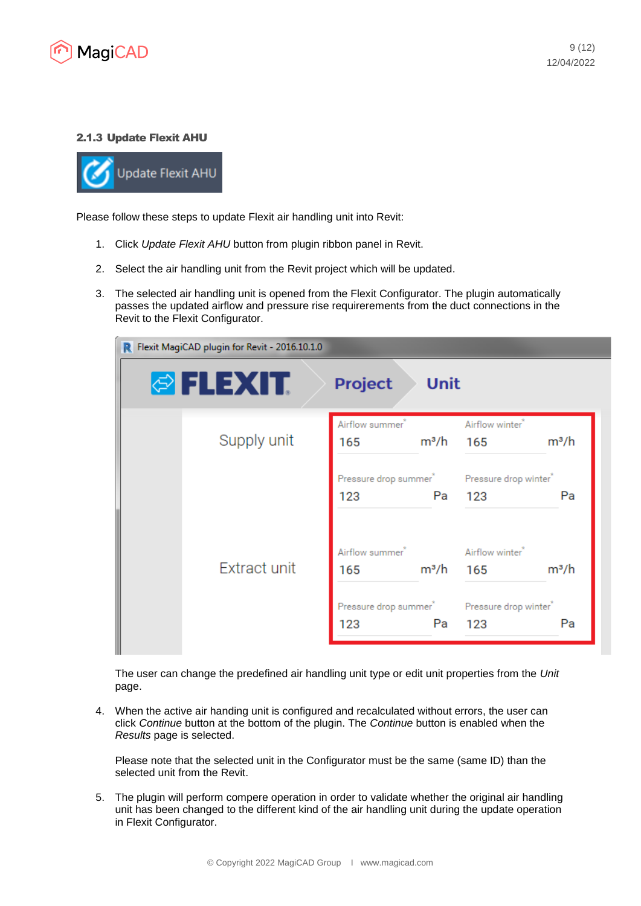### 2.1.3 Update Flexit AHU

Please follow these steps to update Flexit air handling unit into Revit:

1. Click *Update Flexit AHU* button from plugin ribbon panel in Revit.

2. Select the air handling unit from the Revit project which will be updated.

3. The selected air handling unit is opened from the Flexit Configurator. The plugin automatically passes the updated airflow and pressure rise requireements from the duct connections in the Revit to the Flexit Configurator.

   The user can change the predefined air handling unit type or edit unit properties from the *Unit* page.

4. When the active air handing unit is configured and recalculated without errors, the user can click *Continue* button at the bottom of the plugin. The *Continue* button is enabled when the *Results* page is selected.

   Please note that the selected unit in the Configurator must be the same (same ID) than the selected unit from the Revit.

5. The plugin will perform compere operation in order to validate whether the original air handling unit has been changed to the different kind of the air handling unit during the update operation in Flexit Configurator.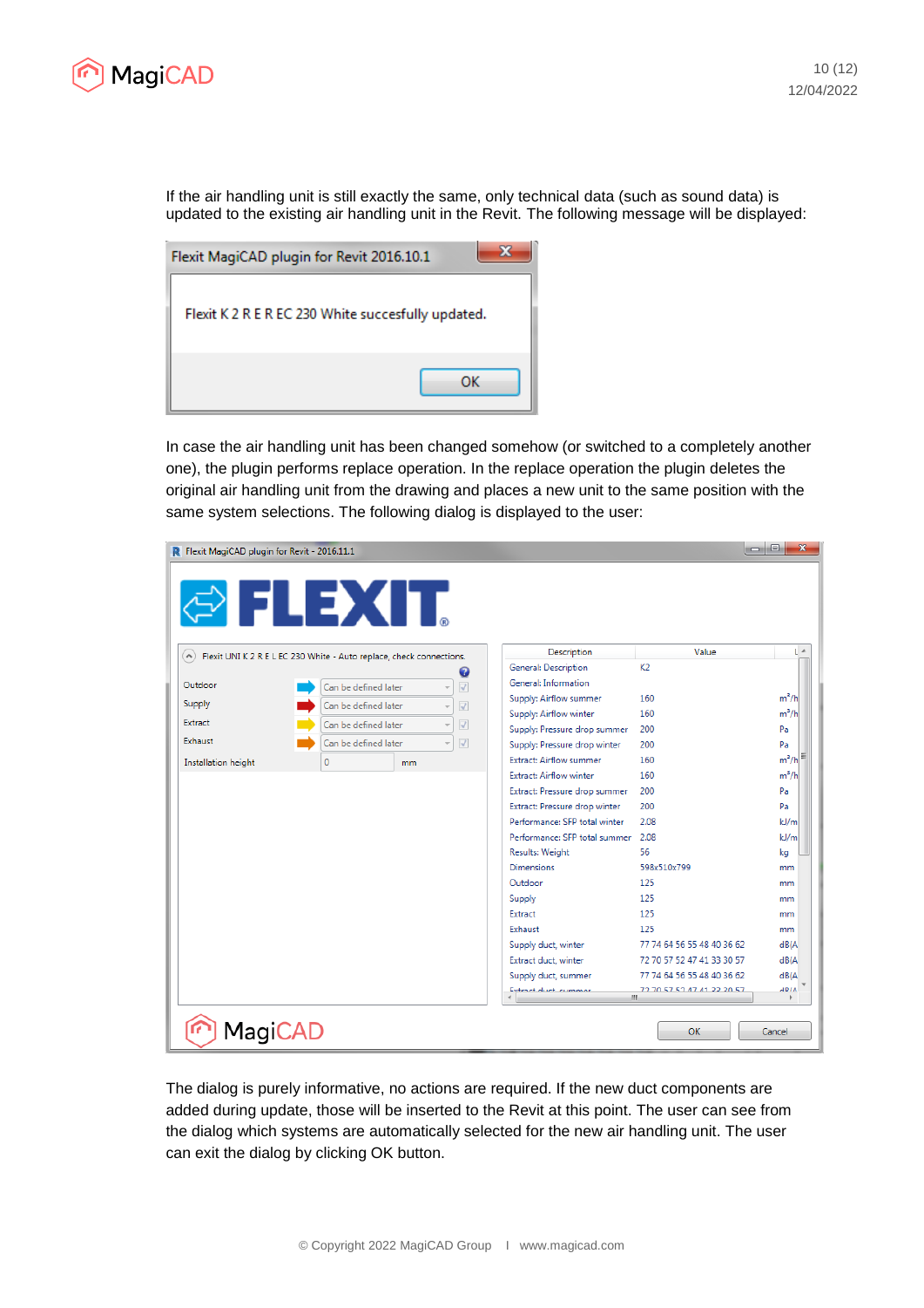If the air handling unit is still exactly the same, only technical data (such as sound data) is updated to the existing air handling unit in the Revit. The following message will be displayed:

In case the air handling unit has been changed somehow (or switched to a completely another one), the plugin performs replace operation. In the replace operation the plugin deletes the original air handling unit from the drawing and places a new unit to the same position with the same system selections. The following dialog is displayed to the user:

The dialog is purely informative, no actions are required. If the new duct components are added during update, those will be inserted to the Revit at this point. The user can see from the dialog which systems are automatically selected for the new air handling unit. The user can exit the dialog by clicking OK button.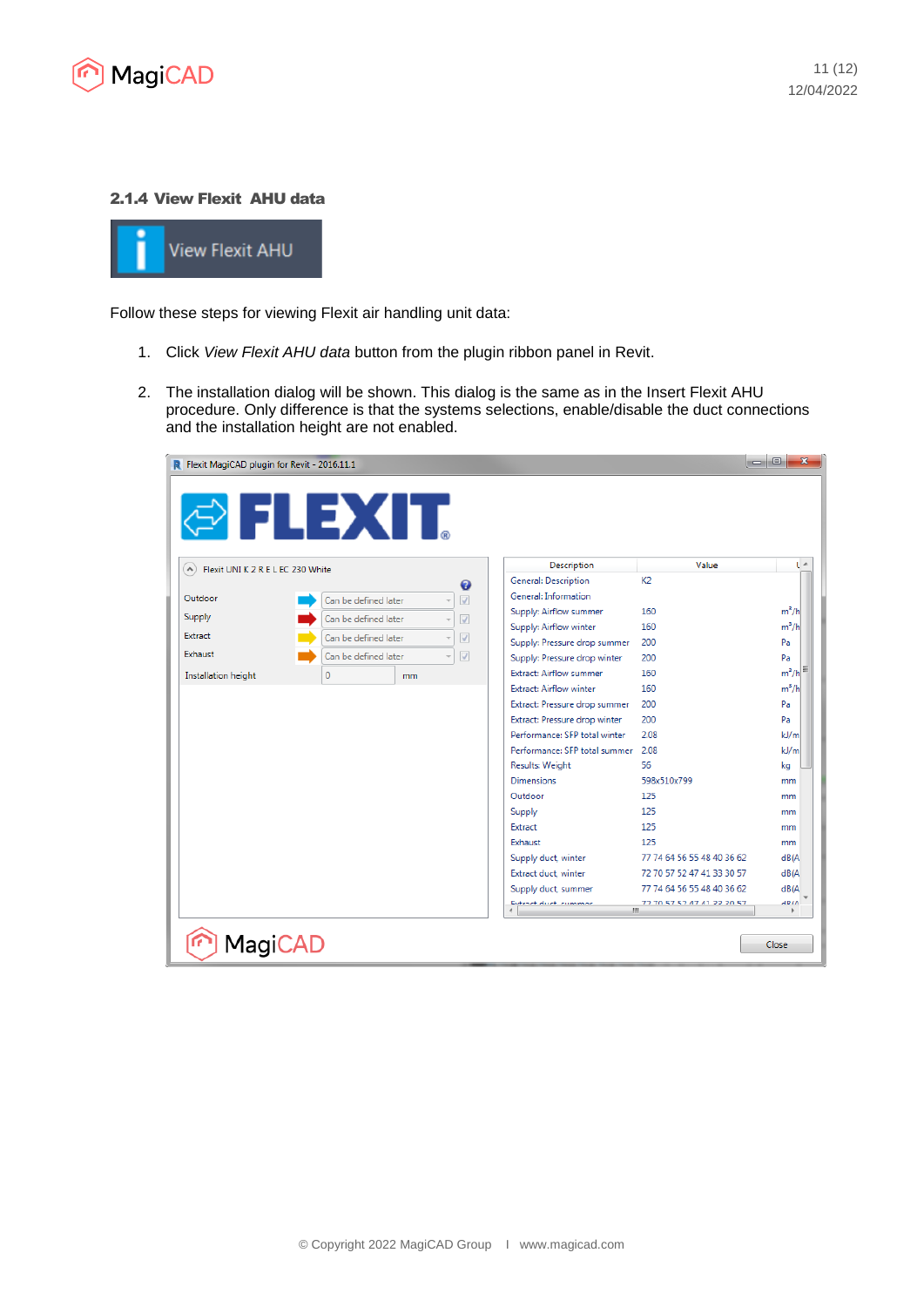### 2.1.4 View Flexit AHU data

Follow these steps for viewing Flexit air handling unit data:

1. Click *View Flexit AHU data* button from the plugin ribbon panel in Revit.

2. The installation dialog will be shown. This dialog is the same as in the Insert Flexit AHU procedure. Only difference is that the systems selections, enable/disable the duct connections and the installation height are not enabled.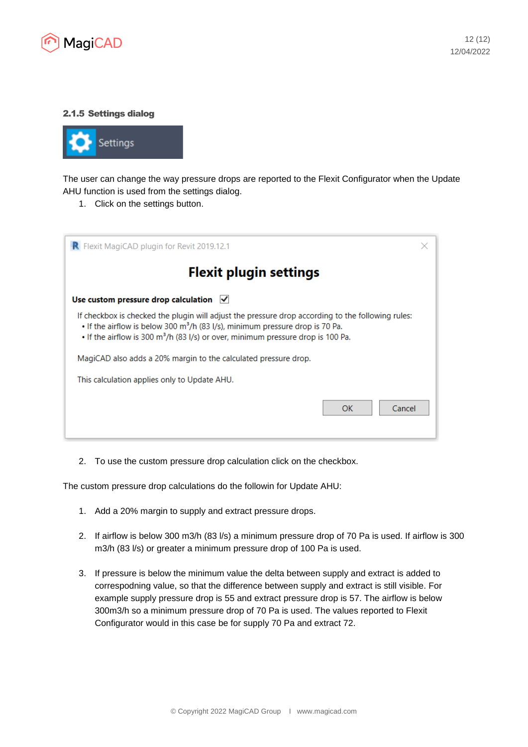### 2.1.5 Settings dialog

Settings

The user can change the way pressure drops are reported to the Flexit Configurator when the Update AHU function is used from the settings dialog.

1. Click on the settings button.

Flexit MagiCAD plugin for Revit 2019.12.1

**Flexit plugin settings**

**Use custom pressure drop calculation** ☑

If checkbox is checked the plugin will adjust the pressure drop according to the following rules:
• If the airflow is below 300 m³/h (83 l/s), minimum pressure drop is 70 Pa.
• If the airflow is 300 m³/h (83 l/s) or over, minimum pressure drop is 100 Pa.

MagiCAD also adds a 20% margin to the calculated pressure drop.

This calculation applies only to Update AHU.

OK Cancel

2. To use the custom pressure drop calculation click on the checkbox.

The custom pressure drop calculations do the followin for Update AHU:

1. Add a 20% margin to supply and extract pressure drops.

2. If airflow is below 300 m3/h (83 l/s) a minimum pressure drop of 70 Pa is used. If airflow is 300 m3/h (83 l/s) or greater a minimum pressure drop of 100 Pa is used.

3. If pressure is below the minimum value the delta between supply and extract is added to correspodning value, so that the difference between supply and extract is still visible. For example supply pressure drop is 55 and extract pressure drop is 57. The airflow is below 300m3/h so a minimum pressure drop of 70 Pa is used. The values reported to Flexit Configurator would in this case be for supply 70 Pa and extract 72.